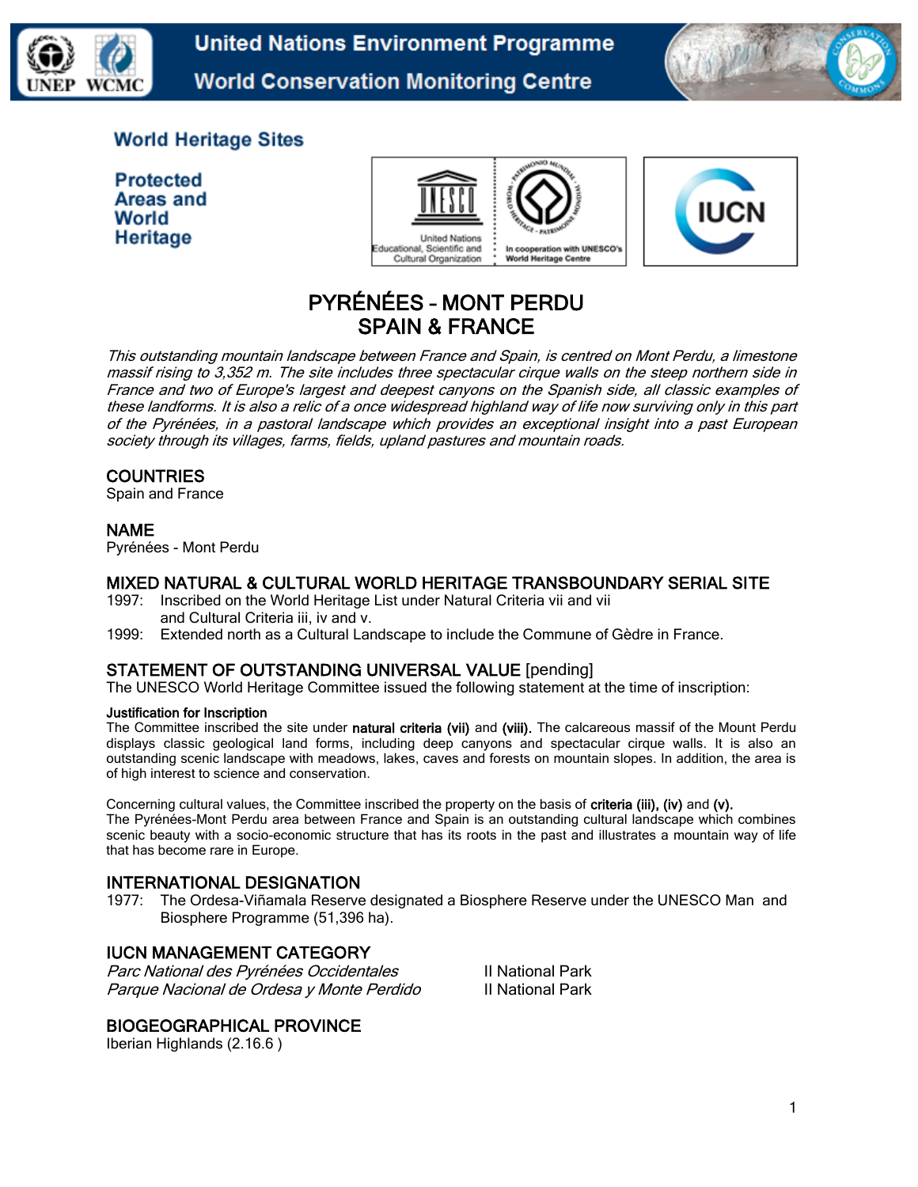United Nations Environment Programme
World Conservation Monitoring Centre

World Heritage Sites

Protected Areas and World Heritage

# PYRÉNÉES – MONT PERDU
# SPAIN & FRANCE

*This outstanding mountain landscape between France and Spain, is centred on Mont Perdu, a limestone massif rising to 3,352 m. The site includes three spectacular cirque walls on the steep northern side in France and two of Europe's largest and deepest canyons on the Spanish side, all classic examples of these landforms. It is also a relic of a once widespread highland way of life now surviving only in this part of the Pyrénées, in a pastoral landscape which provides an exceptional insight into a past European society through its villages, farms, fields, upland pastures and mountain roads.*

## COUNTRIES
Spain and France

## NAME
Pyrénées - Mont Perdu

## MIXED NATURAL & CULTURAL WORLD HERITAGE TRANSBOUNDARY SERIAL SITE
1997: Inscribed on the World Heritage List under Natural Criteria vii and vii and Cultural Criteria iii, iv and v.

1999: Extended north as a Cultural Landscape to include the Commune of Gèdre in France.

## STATEMENT OF OUTSTANDING UNIVERSAL VALUE [pending]
The UNESCO World Heritage Committee issued the following statement at the time of inscription:

**Justification for Inscription**

The Committee inscribed the site under **natural criteria (vii)** and **(viii).** The calcareous massif of the Mount Perdu displays classic geological land forms, including deep canyons and spectacular cirque walls. It is also an outstanding scenic landscape with meadows, lakes, caves and forests on mountain slopes. In addition, the area is of high interest to science and conservation.

Concerning cultural values, the Committee inscribed the property on the basis of **criteria (iii), (iv)** and **(v).**
The Pyrénées-Mont Perdu area between France and Spain is an outstanding cultural landscape which combines scenic beauty with a socio-economic structure that has its roots in the past and illustrates a mountain way of life that has become rare in Europe.

## INTERNATIONAL DESIGNATION
1977: The Ordesa-Viñamala Reserve designated a Biosphere Reserve under the UNESCO Man and Biosphere Programme (51,396 ha).

## IUCN MANAGEMENT CATEGORY
*Parc National des Pyrénées Occidentales* — II National Park

*Parque Nacional de Ordesa y Monte Perdido* — II National Park

## BIOGEOGRAPHICAL PROVINCE
Iberian Highlands (2.16.6 )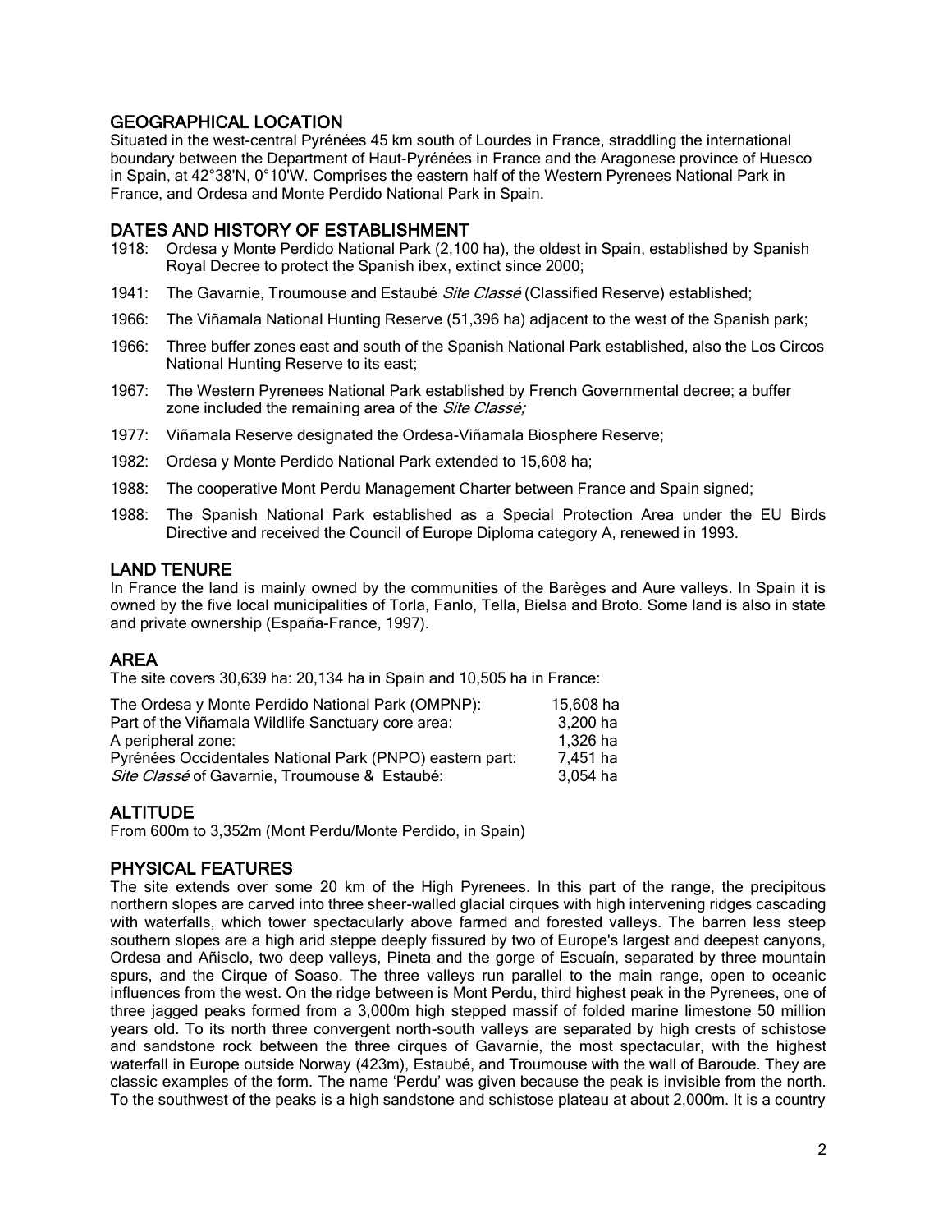## GEOGRAPHICAL LOCATION

Situated in the west-central Pyrénées 45 km south of Lourdes in France, straddling the international boundary between the Department of Haut-Pyrénées in France and the Aragonese province of Huesco in Spain, at 42°38'N, 0°10'W. Comprises the eastern half of the Western Pyrenees National Park in France, and Ordesa and Monte Perdido National Park in Spain.

## DATES AND HISTORY OF ESTABLISHMENT

1918: Ordesa y Monte Perdido National Park (2,100 ha), the oldest in Spain, established by Spanish Royal Decree to protect the Spanish ibex, extinct since 2000;

1941: The Gavarnie, Troumouse and Estaubé *Site Classé* (Classified Reserve) established;

1966: The Viñamala National Hunting Reserve (51,396 ha) adjacent to the west of the Spanish park;

1966: Three buffer zones east and south of the Spanish National Park established, also the Los Circos National Hunting Reserve to its east;

1967: The Western Pyrenees National Park established by French Governmental decree; a buffer zone included the remaining area of the *Site Classé;*

1977: Viñamala Reserve designated the Ordesa-Viñamala Biosphere Reserve;

1982: Ordesa y Monte Perdido National Park extended to 15,608 ha;

1988: The cooperative Mont Perdu Management Charter between France and Spain signed;

1988: The Spanish National Park established as a Special Protection Area under the EU Birds Directive and received the Council of Europe Diploma category A, renewed in 1993.

## LAND TENURE

In France the land is mainly owned by the communities of the Barèges and Aure valleys. In Spain it is owned by the five local municipalities of Torla, Fanlo, Tella, Bielsa and Broto. Some land is also in state and private ownership (España-France, 1997).

## AREA

The site covers 30,639 ha: 20,134 ha in Spain and 10,505 ha in France:

| | |
|---|---|
| The Ordesa y Monte Perdido National Park (OMPNP): | 15,608 ha |
| Part of the Viñamala Wildlife Sanctuary core area: | 3,200 ha |
| A peripheral zone: | 1,326 ha |
| Pyrénées Occidentales National Park (PNPO) eastern part: | 7,451 ha |
| *Site Classé* of Gavarnie, Troumouse & Estaubé: | 3,054 ha |

## ALTITUDE

From 600m to 3,352m (Mont Perdu/Monte Perdido, in Spain)

## PHYSICAL FEATURES

The site extends over some 20 km of the High Pyrenees. In this part of the range, the precipitous northern slopes are carved into three sheer-walled glacial cirques with high intervening ridges cascading with waterfalls, which tower spectacularly above farmed and forested valleys. The barren less steep southern slopes are a high arid steppe deeply fissured by two of Europe's largest and deepest canyons, Ordesa and Añisclo, two deep valleys, Pineta and the gorge of Escuaín, separated by three mountain spurs, and the Cirque of Soaso. The three valleys run parallel to the main range, open to oceanic influences from the west. On the ridge between is Mont Perdu, third highest peak in the Pyrenees, one of three jagged peaks formed from a 3,000m high stepped massif of folded marine limestone 50 million years old. To its north three convergent north-south valleys are separated by high crests of schistose and sandstone rock between the three cirques of Gavarnie, the most spectacular, with the highest waterfall in Europe outside Norway (423m), Estaubé, and Troumouse with the wall of Baroude. They are classic examples of the form. The name 'Perdu' was given because the peak is invisible from the north. To the southwest of the peaks is a high sandstone and schistose plateau at about 2,000m. It is a country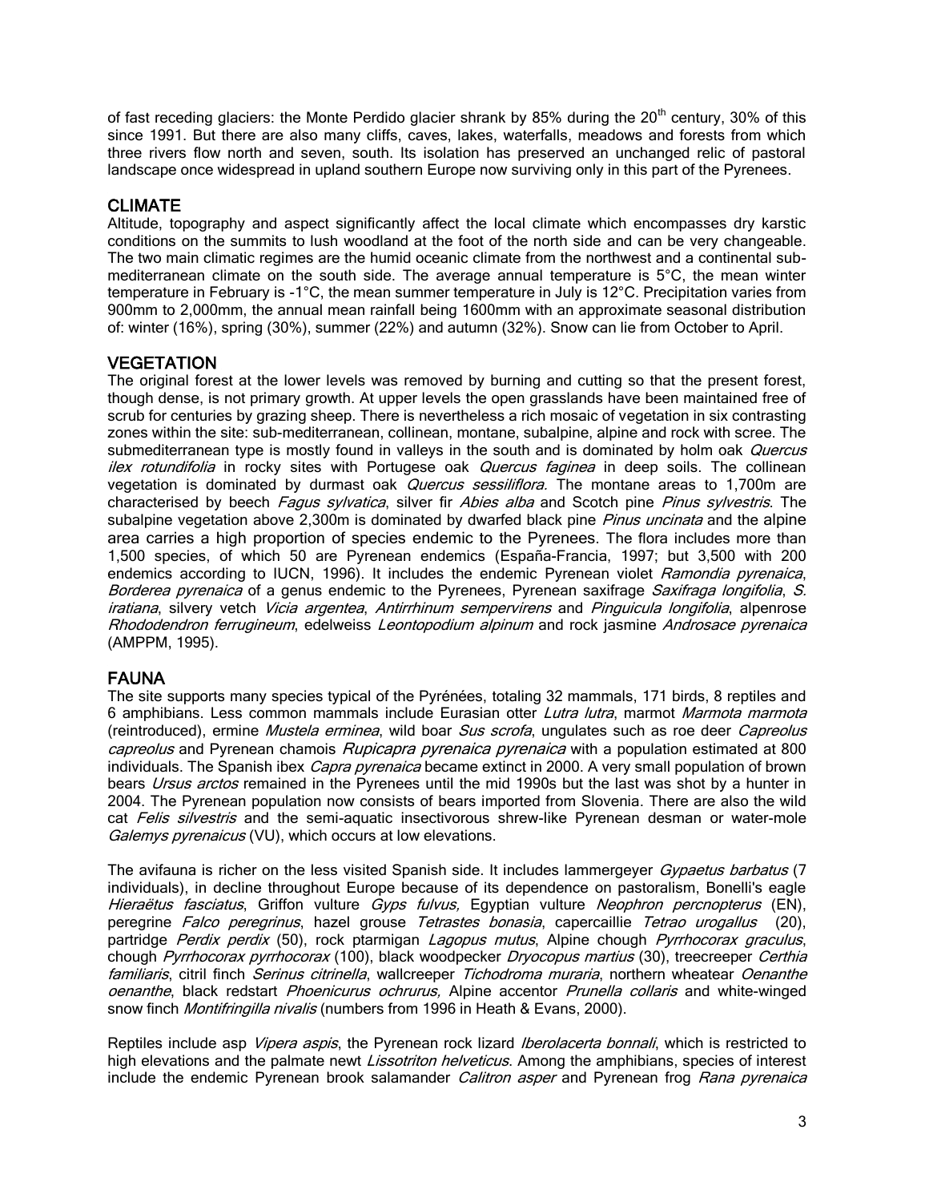of fast receding glaciers: the Monte Perdido glacier shrank by 85% during the 20$^{th}$ century, 30% of this since 1991. But there are also many cliffs, caves, lakes, waterfalls, meadows and forests from which three rivers flow north and seven, south. Its isolation has preserved an unchanged relic of pastoral landscape once widespread in upland southern Europe now surviving only in this part of the Pyrenees.

## CLIMATE

Altitude, topography and aspect significantly affect the local climate which encompasses dry karstic conditions on the summits to lush woodland at the foot of the north side and can be very changeable. The two main climatic regimes are the humid oceanic climate from the northwest and a continental sub-mediterranean climate on the south side. The average annual temperature is 5°C, the mean winter temperature in February is -1°C, the mean summer temperature in July is 12°C. Precipitation varies from 900mm to 2,000mm, the annual mean rainfall being 1600mm with an approximate seasonal distribution of: winter (16%), spring (30%), summer (22%) and autumn (32%). Snow can lie from October to April.

## VEGETATION

The original forest at the lower levels was removed by burning and cutting so that the present forest, though dense, is not primary growth. At upper levels the open grasslands have been maintained free of scrub for centuries by grazing sheep. There is nevertheless a rich mosaic of vegetation in six contrasting zones within the site: sub-mediterranean, collinean, montane, subalpine, alpine and rock with scree. The submediterranean type is mostly found in valleys in the south and is dominated by holm oak *Quercus ilex rotundifolia* in rocky sites with Portugese oak *Quercus faginea* in deep soils. The collinean vegetation is dominated by durmast oak *Quercus sessiliflora.* The montane areas to 1,700m are characterised by beech *Fagus sylvatica*, silver fir *Abies alba* and Scotch pine *Pinus sylvestris*. The subalpine vegetation above 2,300m is dominated by dwarfed black pine *Pinus uncinata* and the alpine area carries a high proportion of species endemic to the Pyrenees. The flora includes more than 1,500 species, of which 50 are Pyrenean endemics (España-Francia, 1997; but 3,500 with 200 endemics according to IUCN, 1996). It includes the endemic Pyrenean violet *Ramondia pyrenaica*, *Borderea pyrenaica* of a genus endemic to the Pyrenees, Pyrenean saxifrage *Saxifraga longifolia*, *S. iratiana*, silvery vetch *Vicia argentea*, *Antirrhinum sempervirens* and *Pinguicula longifolia*, alpenrose *Rhododendron ferrugineum*, edelweiss *Leontopodium alpinum* and rock jasmine *Androsace pyrenaica* (AMPPM, 1995).

## FAUNA

The site supports many species typical of the Pyrénées, totaling 32 mammals, 171 birds, 8 reptiles and 6 amphibians. Less common mammals include Eurasian otter *Lutra lutra*, marmot *Marmota marmota* (reintroduced), ermine *Mustela erminea*, wild boar *Sus scrofa*, ungulates such as roe deer *Capreolus capreolus* and Pyrenean chamois *Rupicapra pyrenaica pyrenaica* with a population estimated at 800 individuals. The Spanish ibex *Capra pyrenaica* became extinct in 2000. A very small population of brown bears *Ursus arctos* remained in the Pyrenees until the mid 1990s but the last was shot by a hunter in 2004. The Pyrenean population now consists of bears imported from Slovenia. There are also the wild cat *Felis silvestris* and the semi-aquatic insectivorous shrew-like Pyrenean desman or water-mole *Galemys pyrenaicus* (VU), which occurs at low elevations.

The avifauna is richer on the less visited Spanish side. It includes lammergeyer *Gypaetus barbatus* (7 individuals), in decline throughout Europe because of its dependence on pastoralism, Bonelli's eagle *Hieraëtus fasciatus*, Griffon vulture *Gyps fulvus,* Egyptian vulture *Neophron percnopterus* (EN), peregrine *Falco peregrinus*, hazel grouse *Tetrastes bonasia*, capercaillie *Tetrao urogallus* (20), partridge *Perdix perdix* (50), rock ptarmigan *Lagopus mutus*, Alpine chough *Pyrrhocorax graculus*, chough *Pyrrhocorax pyrrhocorax* (100), black woodpecker *Dryocopus martius* (30), treecreeper *Certhia familiaris*, citril finch *Serinus citrinella*, wallcreeper *Tichodroma muraria*, northern wheatear *Oenanthe oenanthe*, black redstart *Phoenicurus ochrurus,* Alpine accentor *Prunella collaris* and white-winged snow finch *Montifringilla nivalis* (numbers from 1996 in Heath & Evans, 2000).

Reptiles include asp *Vipera aspis*, the Pyrenean rock lizard *Iberolacerta bonnali*, which is restricted to high elevations and the palmate newt *Lissotriton helveticus*. Among the amphibians, species of interest include the endemic Pyrenean brook salamander *Calitron asper* and Pyrenean frog *Rana pyrenaica*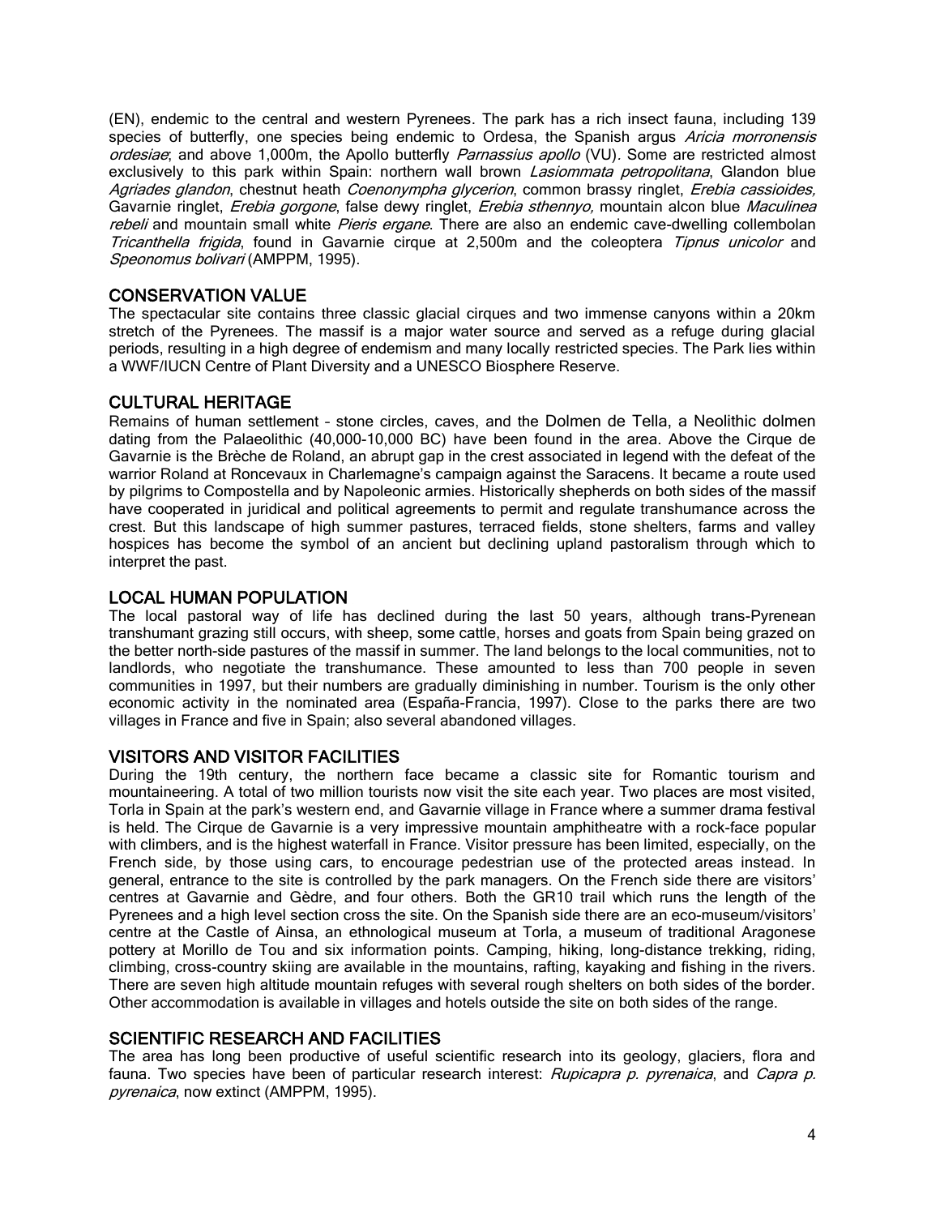(EN), endemic to the central and western Pyrenees. The park has a rich insect fauna, including 139 species of butterfly, one species being endemic to Ordesa, the Spanish argus *Aricia morronensis ordesiae*; and above 1,000m, the Apollo butterfly *Parnassius apollo* (VU). Some are restricted almost exclusively to this park within Spain: northern wall brown *Lasiommata petropolitana*, Glandon blue *Agriades glandon*, chestnut heath *Coenonympha glycerion*, common brassy ringlet, *Erebia cassioides,* Gavarnie ringlet, *Erebia gorgone*, false dewy ringlet, *Erebia sthennyo,* mountain alcon blue *Maculinea rebeli* and mountain small white *Pieris ergane*. There are also an endemic cave-dwelling collembolan *Tricanthella frigida*, found in Gavarnie cirque at 2,500m and the coleoptera *Tipnus unicolor* and *Speonomus bolivari* (AMPPM, 1995).

## CONSERVATION VALUE

The spectacular site contains three classic glacial cirques and two immense canyons within a 20km stretch of the Pyrenees. The massif is a major water source and served as a refuge during glacial periods, resulting in a high degree of endemism and many locally restricted species. The Park lies within a WWF/IUCN Centre of Plant Diversity and a UNESCO Biosphere Reserve.

## CULTURAL HERITAGE

Remains of human settlement – stone circles, caves, and the Dolmen de Tella, a Neolithic dolmen dating from the Palaeolithic (40,000-10,000 BC) have been found in the area. Above the Cirque de Gavarnie is the Brèche de Roland, an abrupt gap in the crest associated in legend with the defeat of the warrior Roland at Roncevaux in Charlemagne's campaign against the Saracens. It became a route used by pilgrims to Compostella and by Napoleonic armies. Historically shepherds on both sides of the massif have cooperated in juridical and political agreements to permit and regulate transhumance across the crest. But this landscape of high summer pastures, terraced fields, stone shelters, farms and valley hospices has become the symbol of an ancient but declining upland pastoralism through which to interpret the past.

## LOCAL HUMAN POPULATION

The local pastoral way of life has declined during the last 50 years, although trans-Pyrenean transhumant grazing still occurs, with sheep, some cattle, horses and goats from Spain being grazed on the better north-side pastures of the massif in summer. The land belongs to the local communities, not to landlords, who negotiate the transhumance. These amounted to less than 700 people in seven communities in 1997, but their numbers are gradually diminishing in number. Tourism is the only other economic activity in the nominated area (España-Francia, 1997). Close to the parks there are two villages in France and five in Spain; also several abandoned villages.

## VISITORS AND VISITOR FACILITIES

During the 19th century, the northern face became a classic site for Romantic tourism and mountaineering. A total of two million tourists now visit the site each year. Two places are most visited, Torla in Spain at the park's western end, and Gavarnie village in France where a summer drama festival is held. The Cirque de Gavarnie is a very impressive mountain amphitheatre with a rock-face popular with climbers, and is the highest waterfall in France. Visitor pressure has been limited, especially, on the French side, by those using cars, to encourage pedestrian use of the protected areas instead. In general, entrance to the site is controlled by the park managers. On the French side there are visitors' centres at Gavarnie and Gèdre, and four others. Both the GR10 trail which runs the length of the Pyrenees and a high level section cross the site. On the Spanish side there are an eco-museum/visitors' centre at the Castle of Ainsa, an ethnological museum at Torla, a museum of traditional Aragonese pottery at Morillo de Tou and six information points. Camping, hiking, long-distance trekking, riding, climbing, cross-country skiing are available in the mountains, rafting, kayaking and fishing in the rivers. There are seven high altitude mountain refuges with several rough shelters on both sides of the border. Other accommodation is available in villages and hotels outside the site on both sides of the range.

## SCIENTIFIC RESEARCH AND FACILITIES

The area has long been productive of useful scientific research into its geology, glaciers, flora and fauna. Two species have been of particular research interest: *Rupicapra p. pyrenaica*, and *Capra p. pyrenaica*, now extinct (AMPPM, 1995).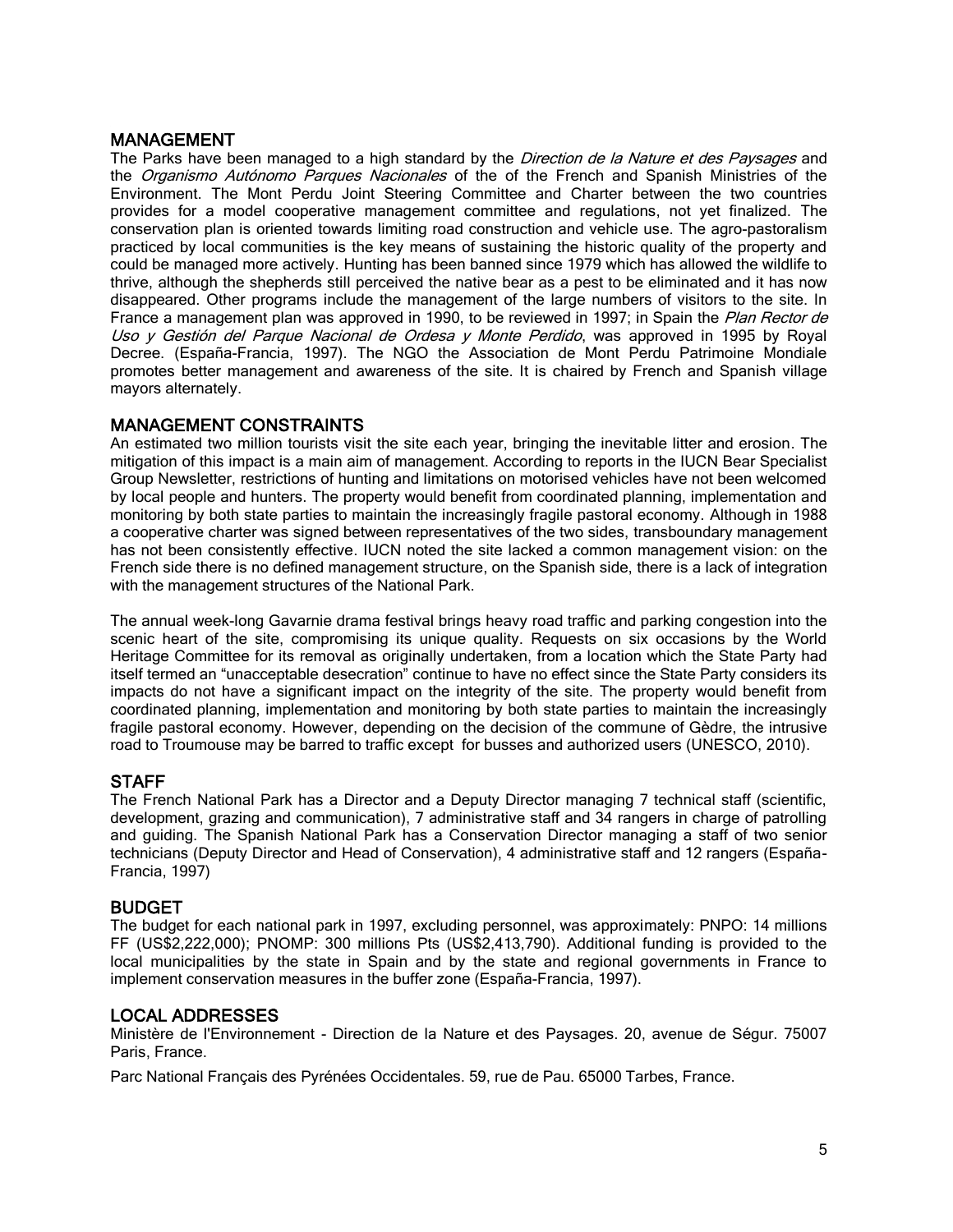## MANAGEMENT

The Parks have been managed to a high standard by the *Direction de la Nature et des Paysages* and the *Organismo Autónomo Parques Nacionales* of the of the French and Spanish Ministries of the Environment. The Mont Perdu Joint Steering Committee and Charter between the two countries provides for a model cooperative management committee and regulations, not yet finalized. The conservation plan is oriented towards limiting road construction and vehicle use. The agro-pastoralism practiced by local communities is the key means of sustaining the historic quality of the property and could be managed more actively. Hunting has been banned since 1979 which has allowed the wildlife to thrive, although the shepherds still perceived the native bear as a pest to be eliminated and it has now disappeared. Other programs include the management of the large numbers of visitors to the site. In France a management plan was approved in 1990, to be reviewed in 1997; in Spain the *Plan Rector de Uso y Gestión del Parque Nacional de Ordesa y Monte Perdido*, was approved in 1995 by Royal Decree. (España-Francia, 1997). The NGO the Association de Mont Perdu Patrimoine Mondiale promotes better management and awareness of the site. It is chaired by French and Spanish village mayors alternately.

## MANAGEMENT CONSTRAINTS

An estimated two million tourists visit the site each year, bringing the inevitable litter and erosion. The mitigation of this impact is a main aim of management. According to reports in the IUCN Bear Specialist Group Newsletter, restrictions of hunting and limitations on motorised vehicles have not been welcomed by local people and hunters. The property would benefit from coordinated planning, implementation and monitoring by both state parties to maintain the increasingly fragile pastoral economy. Although in 1988 a cooperative charter was signed between representatives of the two sides, transboundary management has not been consistently effective. IUCN noted the site lacked a common management vision: on the French side there is no defined management structure, on the Spanish side, there is a lack of integration with the management structures of the National Park.

The annual week-long Gavarnie drama festival brings heavy road traffic and parking congestion into the scenic heart of the site, compromising its unique quality. Requests on six occasions by the World Heritage Committee for its removal as originally undertaken, from a location which the State Party had itself termed an "unacceptable desecration" continue to have no effect since the State Party considers its impacts do not have a significant impact on the integrity of the site. The property would benefit from coordinated planning, implementation and monitoring by both state parties to maintain the increasingly fragile pastoral economy. However, depending on the decision of the commune of Gèdre, the intrusive road to Troumouse may be barred to traffic except for busses and authorized users (UNESCO, 2010).

## STAFF

The French National Park has a Director and a Deputy Director managing 7 technical staff (scientific, development, grazing and communication), 7 administrative staff and 34 rangers in charge of patrolling and guiding. The Spanish National Park has a Conservation Director managing a staff of two senior technicians (Deputy Director and Head of Conservation), 4 administrative staff and 12 rangers (España-Francia, 1997)

## BUDGET

The budget for each national park in 1997, excluding personnel, was approximately: PNPO: 14 millions FF (US$2,222,000); PNOMP: 300 millions Pts (US$2,413,790). Additional funding is provided to the local municipalities by the state in Spain and by the state and regional governments in France to implement conservation measures in the buffer zone (España-Francia, 1997).

## LOCAL ADDRESSES

Ministère de l'Environnement - Direction de la Nature et des Paysages. 20, avenue de Ségur. 75007 Paris, France.

Parc National Français des Pyrénées Occidentales. 59, rue de Pau. 65000 Tarbes, France.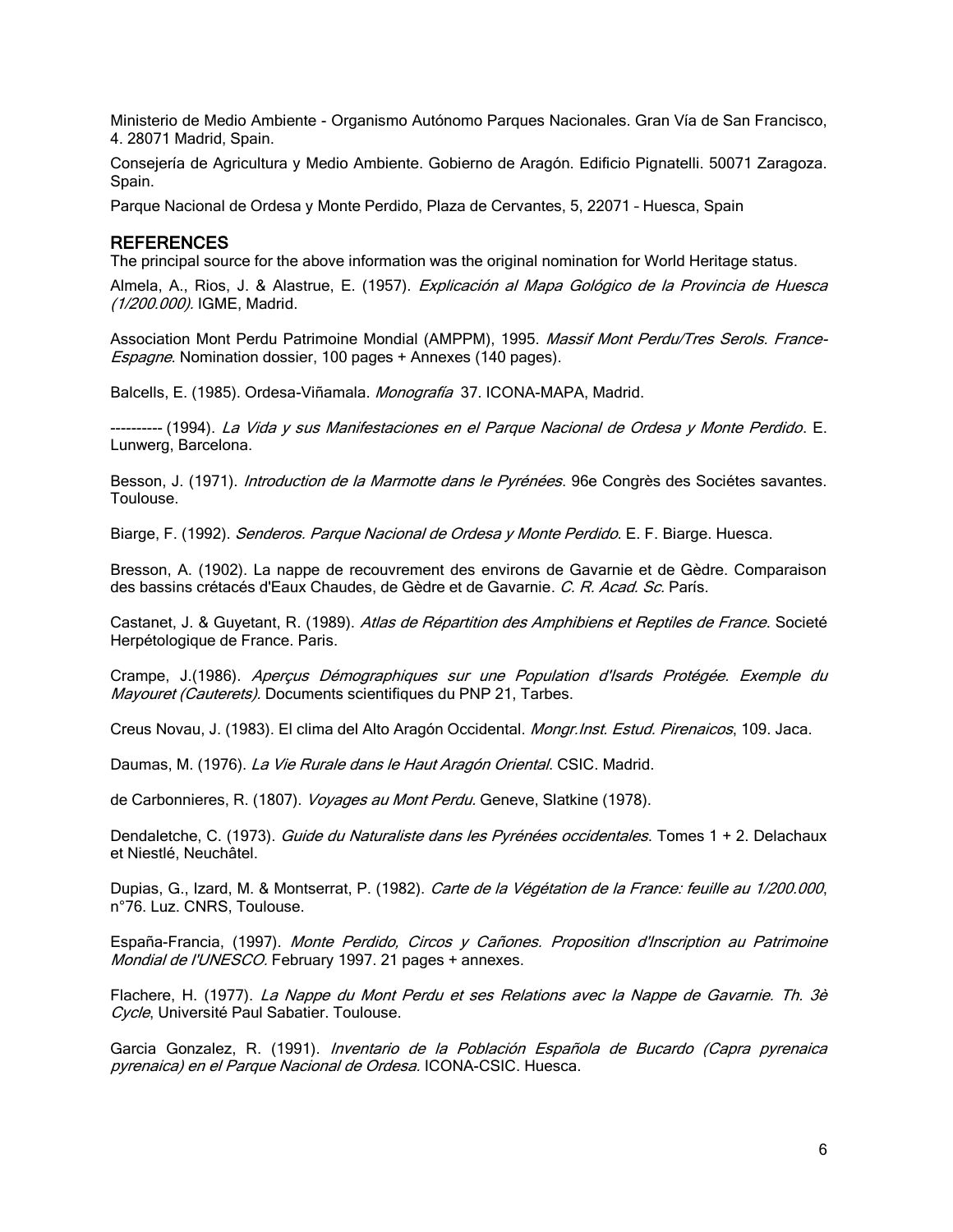Ministerio de Medio Ambiente - Organismo Autónomo Parques Nacionales. Gran Vía de San Francisco, 4. 28071 Madrid, Spain.

Consejería de Agricultura y Medio Ambiente. Gobierno de Aragón. Edificio Pignatelli. 50071 Zaragoza. Spain.

Parque Nacional de Ordesa y Monte Perdido, Plaza de Cervantes, 5, 22071 – Huesca, Spain

## REFERENCES

The principal source for the above information was the original nomination for World Heritage status.

Almela, A., Rios, J. & Alastrue, E. (1957). *Explicación al Mapa Golmegico de la Provincia de Huesca (1/200.000).* IGME, Madrid.

Association Mont Perdu Patrimoine Mondial (AMPPM), 1995. *Massif Mont Perdu/Tres Serols. France-Espagne*. Nomination dossier, 100 pages + Annexes (140 pages).

Balcells, E. (1985). Ordesa-Viñamala. *Monografía* 37. ICONA-MAPA, Madrid.

---------- (1994). *La Vida y sus Manifestaciones en el Parque Nacional de Ordesa y Monte Perdido*. E. Lunwerg, Barcelona.

Besson, J. (1971). *Introduction de la Marmotte dans le Pyrénées*. 96e Congrès des Sociétes savantes. Toulouse.

Biarge, F. (1992). *Senderos. Parque Nacional de Ordesa y Monte Perdido*. E. F. Biarge. Huesca.

Bresson, A. (1902). La nappe de recouvrement des environs de Gavarnie et de Gèdre. Comparaison des bassins crétacés d'Eaux Chaudes, de Gèdre et de Gavarnie. *C. R. Acad. Sc*. París.

Castanet, J. & Guyetant, R. (1989). *Atlas de Répartition des Amphibiens et Reptiles de France*. Societé Herpétologique de France. Paris.

Crampe, J.(1986). *Aperçus Démographiques sur une Population d'Isards Protégée. Exemple du Mayouret (Cauterets)*. Documents scientifiques du PNP 21, Tarbes.

Creus Novau, J. (1983). El clima del Alto Aragón Occidental. *Mongr.Inst. Estud. Pirenaicos*, 109. Jaca.

Daumas, M. (1976). *La Vie Rurale dans le Haut Aragón Oriental*. CSIC. Madrid.

de Carbonnieres, R. (1807). *Voyages au Mont Perdu*. Geneve, Slatkine (1978).

Dendaletche, C. (1973). *Guide du Naturaliste dans les Pyrénées occidentales*. Tomes 1 + 2. Delachaux et Niestlé, Neuchâtel.

Dupias, G., Izard, M. & Montserrat, P. (1982). *Carte de la Végétation de la France: feuille au 1/200.000*, n°76. Luz. CNRS, Toulouse.

España-Francia, (1997). *Monte Perdido, Circos y Cañones. Proposition d'Inscription au Patrimoine Mondial de l'UNESCO*. February 1997. 21 pages + annexes.

Flachere, H. (1977). *La Nappe du Mont Perdu et ses Relations avec la Nappe de Gavarnie. Th. 3è Cycle*, Université Paul Sabatier. Toulouse.

Garcia Gonzalez, R. (1991). *Inventario de la Población Española de Bucardo (Capra pyrenaica pyrenaica) en el Parque Nacional de Ordesa*. ICONA-CSIC. Huesca.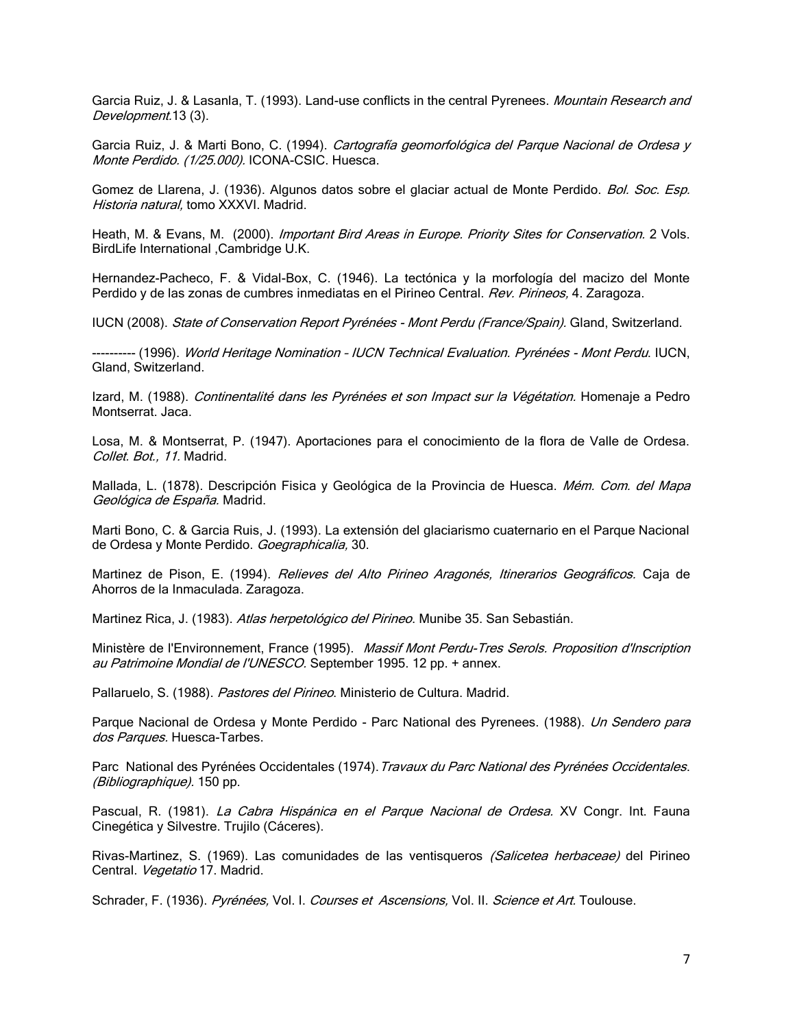Garcia Ruiz, J. & Lasanla, T. (1993). Land-use conflicts in the central Pyrenees. *Mountain Research and Development.*13 (3).

Garcia Ruiz, J. & Marti Bono, C. (1994). *Cartografía geomorfológica del Parque Nacional de Ordesa y Monte Perdido. (1/25.000).* ICONA-CSIC. Huesca.

Gomez de Llarena, J. (1936). Algunos datos sobre el glaciar actual de Monte Perdido. *Bol. Soc. Esp. Historia natural,* tomo XXXVI. Madrid.

Heath, M. & Evans, M. (2000). *Important Bird Areas in Europe. Priority Sites for Conservation.* 2 Vols. BirdLife International ,Cambridge U.K.

Hernandez-Pacheco, F. & Vidal-Box, C. (1946). La tectónica y la morfología del macizo del Monte Perdido y de las zonas de cumbres inmediatas en el Pirineo Central. *Rev. Pirineos,* 4. Zaragoza.

IUCN (2008). *State of Conservation Report Pyrénées - Mont Perdu (France/Spain)*. Gland, Switzerland.

---------- (1996). *World Heritage Nomination – IUCN Technical Evaluation. Pyrénées - Mont Perdu*. IUCN, Gland, Switzerland.

Izard, M. (1988). *Continentalité dans les Pyrénées et son Impact sur la Végétation.* Homenaje a Pedro Montserrat. Jaca.

Losa, M. & Montserrat, P. (1947). Aportaciones para el conocimiento de la flora de Valle de Ordesa. *Collet. Bot., 11.* Madrid.

Mallada, L. (1878). Descripción Fisica y Geológica de la Provincia de Huesca. *Mém. Com. del Mapa Geológica de España.* Madrid.

Marti Bono, C. & Garcia Ruis, J. (1993). La extensión del glaciarismo cuaternario en el Parque Nacional de Ordesa y Monte Perdido. *Goegraphicalia,* 30.

Martinez de Pison, E. (1994). *Relieves del Alto Pirineo Aragonés, Itinerarios Geográficos.* Caja de Ahorros de la Inmaculada. Zaragoza.

Martinez Rica, J. (1983). *Atlas herpetológico del Pirineo*. Munibe 35. San Sebastián.

Ministère de l'Environnement, France (1995). *Massif Mont Perdu-Tres Serols. Proposition d'Inscription au Patrimoine Mondial de l'UNESCO*. September 1995. 12 pp. + annex.

Pallaruelo, S. (1988). *Pastores del Pirineo*. Ministerio de Cultura. Madrid.

Parque Nacional de Ordesa y Monte Perdido - Parc National des Pyrenees. (1988). *Un Sendero para dos Parques*. Huesca-Tarbes.

Parc National des Pyrénées Occidentales (1974).*Travaux du Parc National des Pyrénées Occidentales*. *(Bibliographique)*. 150 pp.

Pascual, R. (1981). *La Cabra Hispánica en el Parque Nacional de Ordesa.* XV Congr. Int. Fauna Cinegética y Silvestre. Trujilo (Cáceres).

Rivas-Martinez, S. (1969). Las comunidades de las ventisqueros *(Salicetea herbaceae)* del Pirineo Central. *Vegetatio* 17. Madrid.

Schrader, F. (1936). *Pyrénées,* Vol. I. *Courses et Ascensions,* Vol. II. *Science et Art*. Toulouse.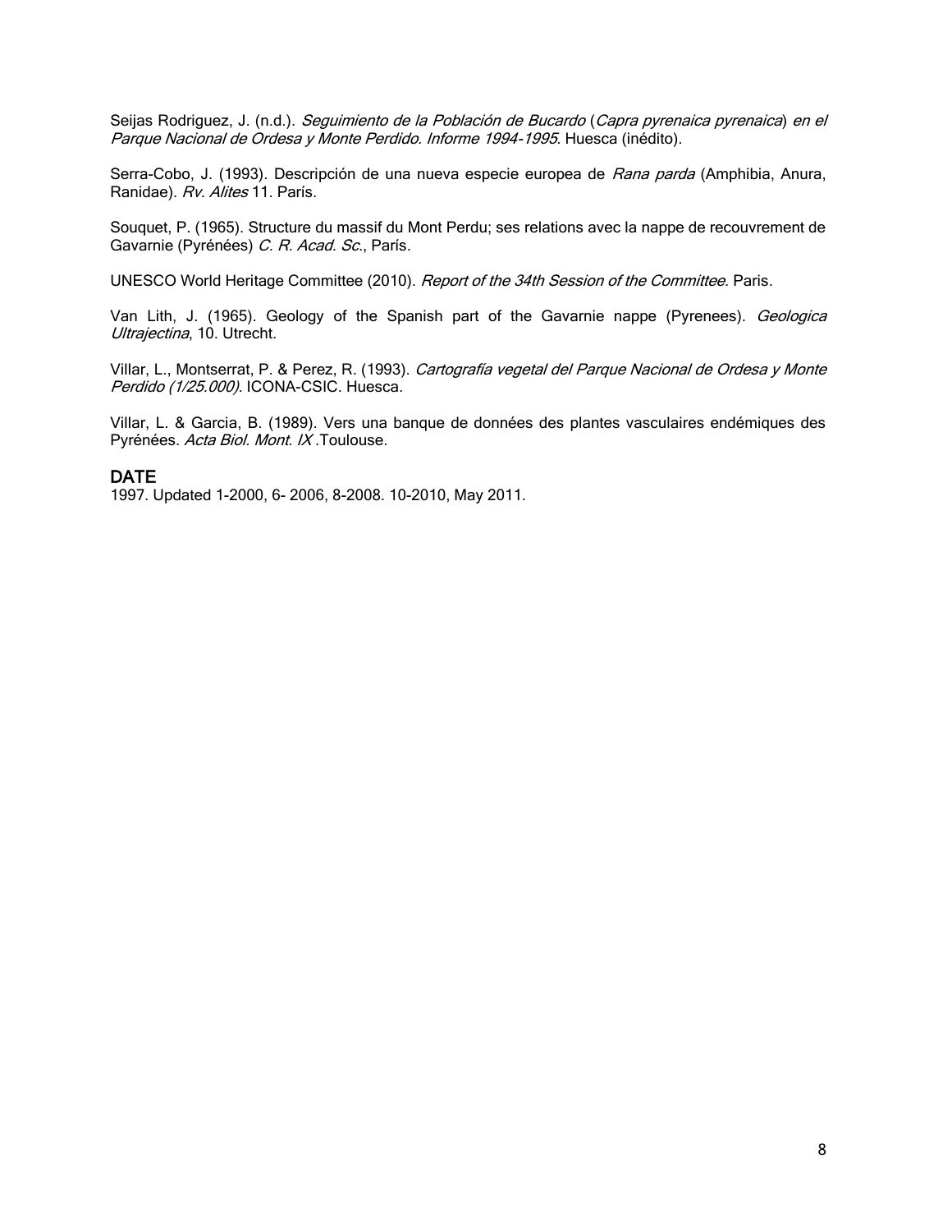Seijas Rodriguez, J. (n.d.). *Seguimiento de la Población de Bucardo* (*Capra pyrenaica pyrenaica*) *en el Parque Nacional de Ordesa y Monte Perdido. Informe 1994-1995*. Huesca (inédito).

Serra-Cobo, J. (1993). Descripción de una nueva especie europea de *Rana parda* (Amphibia, Anura, Ranidae). *Rv. Alites* 11. París.

Souquet, P. (1965). Structure du massif du Mont Perdu; ses relations avec la nappe de recouvrement de Gavarnie (Pyrénées) *C. R. Acad. Sc.*, París.

UNESCO World Heritage Committee (2010). *Report of the 34th Session of the Committee*. Paris.

Van Lith, J. (1965). Geology of the Spanish part of the Gavarnie nappe (Pyrenees). *Geologica Ultrajectina*, 10. Utrecht.

Villar, L., Montserrat, P. & Perez, R. (1993). *Cartografía vegetal del Parque Nacional de Ordesa y Monte Perdido (1/25.000)*. ICONA-CSIC. Huesca.

Villar, L. & Garcia, B. (1989). Vers una banque de données des plantes vasculaires endémiques des Pyrénées. *Acta Biol. Mont. IX* .Toulouse.

## DATE

1997. Updated 1-2000, 6- 2006, 8-2008. 10-2010, May 2011.